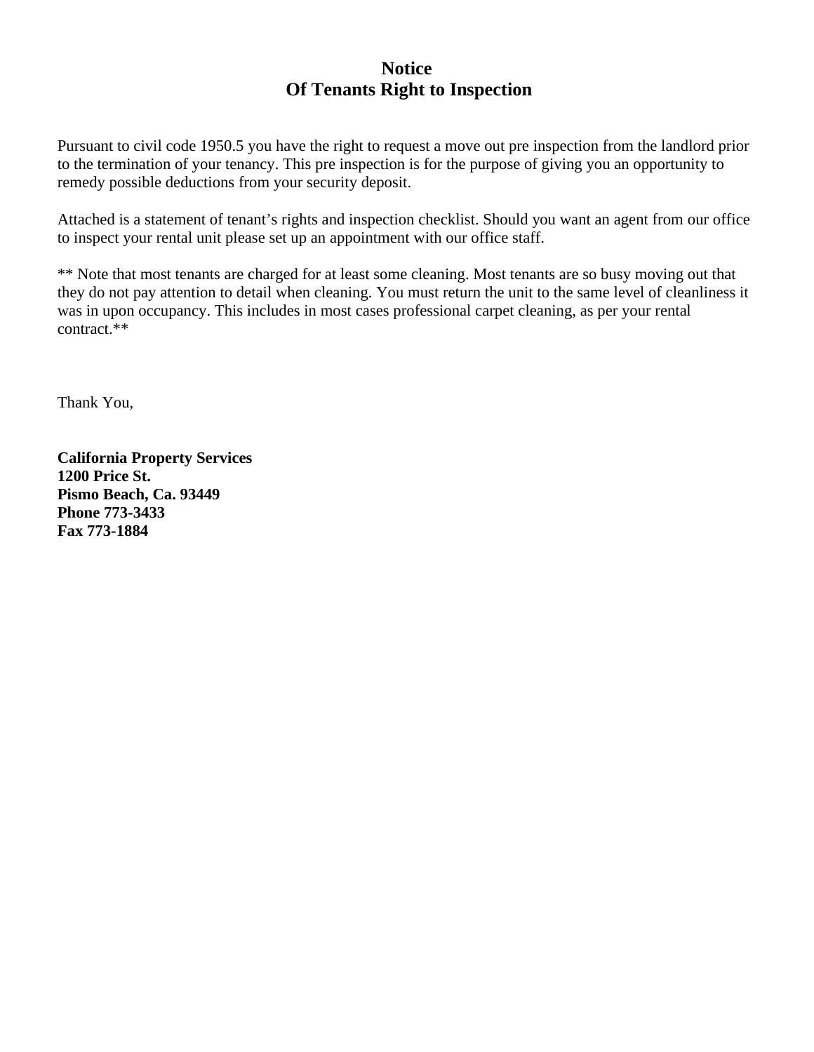# Notice
# Of Tenants Right to Inspection

Pursuant to civil code 1950.5 you have the right to request a move out pre inspection from the landlord prior to the termination of your tenancy. This pre inspection is for the purpose of giving you an opportunity to remedy possible deductions from your security deposit.

Attached is a statement of tenant's rights and inspection checklist. Should you want an agent from our office to inspect your rental unit please set up an appointment with our office staff.

** Note that most tenants are charged for at least some cleaning. Most tenants are so busy moving out that they do not pay attention to detail when cleaning. You must return the unit to the same level of cleanliness it was in upon occupancy. This includes in most cases professional carpet cleaning, as per your rental contract.**

Thank You,

**California Property Services**
**1200 Price St.**
**Pismo Beach, Ca. 93449**
**Phone 773-3433**
**Fax 773-1884**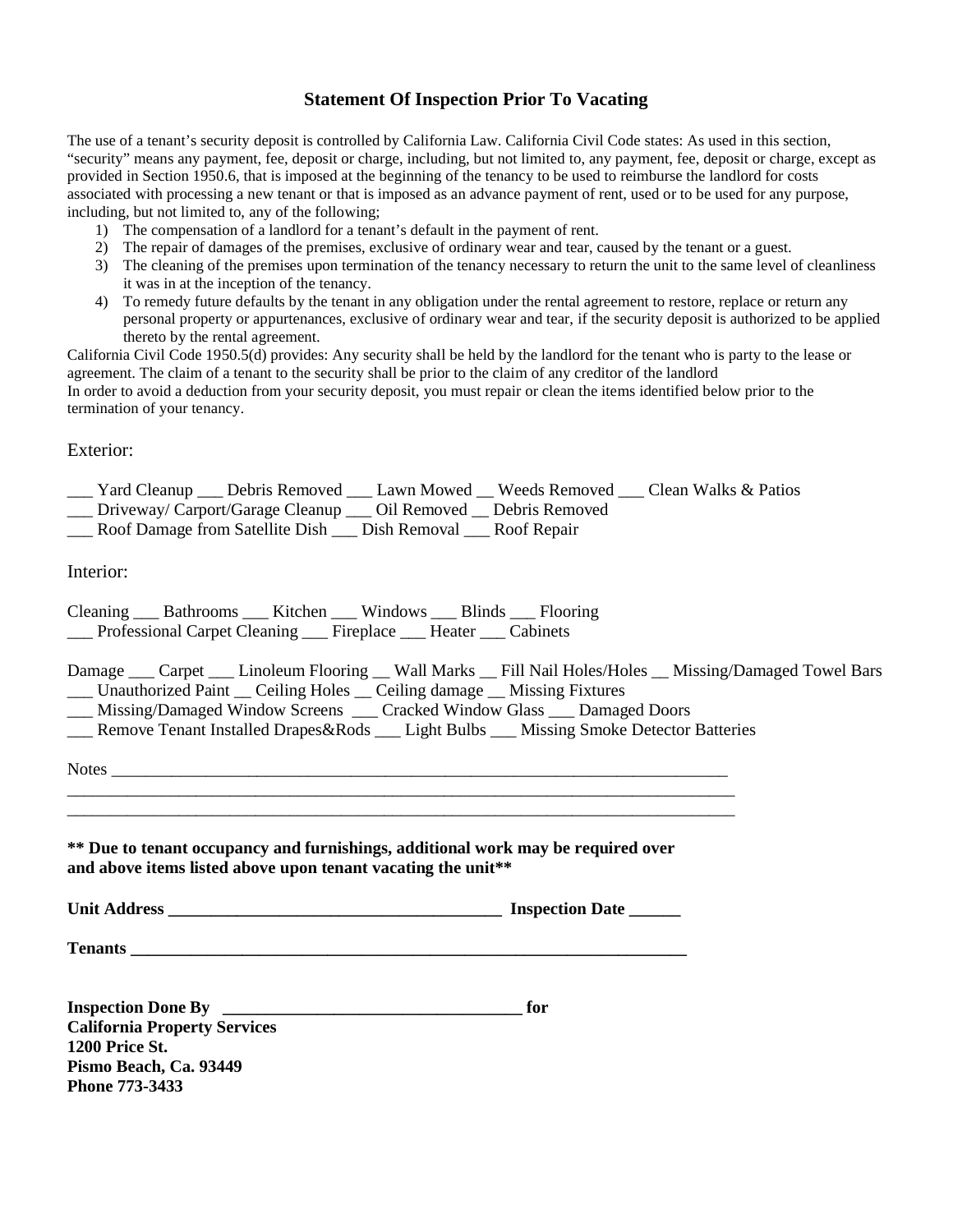## Statement Of Inspection Prior To Vacating

The use of a tenant's security deposit is controlled by California Law. California Civil Code states: As used in this section, "security" means any payment, fee, deposit or charge, including, but not limited to, any payment, fee, deposit or charge, except as provided in Section 1950.6, that is imposed at the beginning of the tenancy to be used to reimburse the landlord for costs associated with processing a new tenant or that is imposed as an advance payment of rent, used or to be used for any purpose, including, but not limited to, any of the following;

1) The compensation of a landlord for a tenant's default in the payment of rent.
2) The repair of damages of the premises, exclusive of ordinary wear and tear, caused by the tenant or a guest.
3) The cleaning of the premises upon termination of the tenancy necessary to return the unit to the same level of cleanliness it was in at the inception of the tenancy.
4) To remedy future defaults by the tenant in any obligation under the rental agreement to restore, replace or return any personal property or appurtenances, exclusive of ordinary wear and tear, if the security deposit is authorized to be applied thereto by the rental agreement.

California Civil Code 1950.5(d) provides: Any security shall be held by the landlord for the tenant who is party to the lease or agreement. The claim of a tenant to the security shall be prior to the claim of any creditor of the landlord

In order to avoid a deduction from your security deposit, you must repair or clean the items identified below prior to the termination of your tenancy.

Exterior:

___ Yard Cleanup ___ Debris Removed ___ Lawn Mowed __ Weeds Removed ___ Clean Walks & Patios
___ Driveway/ Carport/Garage Cleanup ___ Oil Removed __ Debris Removed
___ Roof Damage from Satellite Dish ___ Dish Removal ___ Roof Repair

Interior:

Cleaning ___ Bathrooms ___ Kitchen ___ Windows ___ Blinds ___ Flooring
___ Professional Carpet Cleaning ___ Fireplace ___ Heater ___ Cabinets

Damage ___ Carpet ___ Linoleum Flooring __ Wall Marks __ Fill Nail Holes/Holes __ Missing/Damaged Towel Bars
___ Unauthorized Paint __ Ceiling Holes __ Ceiling damage __ Missing Fixtures
___ Missing/Damaged Window Screens ___ Cracked Window Glass ___ Damaged Doors
___ Remove Tenant Installed Drapes&Rods ___ Light Bulbs ___ Missing Smoke Detector Batteries

Notes ___________________________________________________________________________
____________________________________________________________________________________
____________________________________________________________________________________

**\*\* Due to tenant occupancy and furnishings, additional work may be required over and above items listed above upon tenant vacating the unit\*\***

**Unit Address ________________________________________ Inspection Date ______**

**Tenants __________________________________________________________________**

**Inspection Done By ___________________________________ for**
**California Property Services**
**1200 Price St.**
**Pismo Beach, Ca. 93449**
**Phone 773-3433**